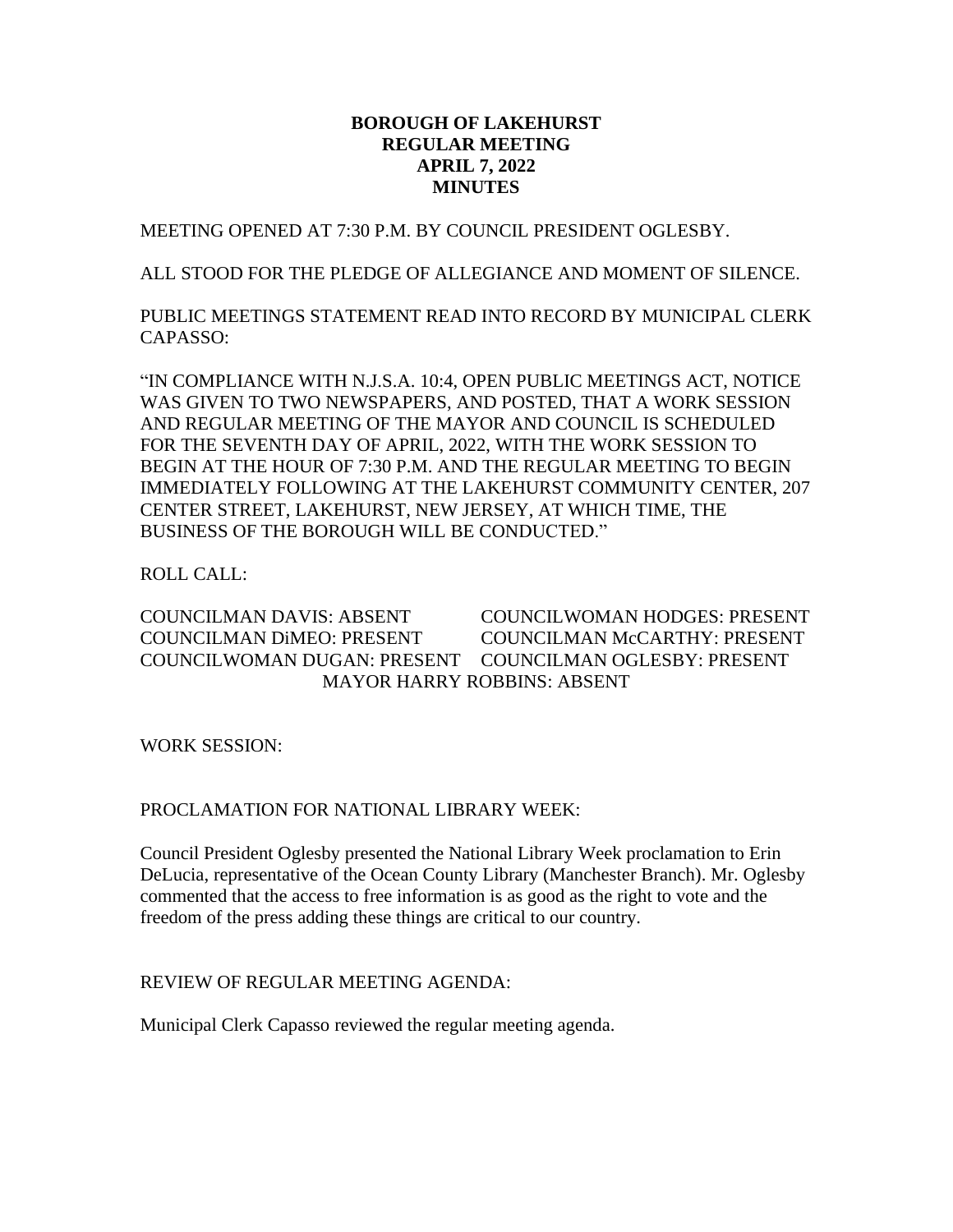**BOROUGH OF LAKEHURST**
**REGULAR MEETING**
**APRIL 7, 2022**
**MINUTES**

MEETING OPENED AT 7:30 P.M. BY COUNCIL PRESIDENT OGLESBY.

ALL STOOD FOR THE PLEDGE OF ALLEGIANCE AND MOMENT OF SILENCE.

PUBLIC MEETINGS STATEMENT READ INTO RECORD BY MUNICIPAL CLERK CAPASSO:

"IN COMPLIANCE WITH N.J.S.A. 10:4, OPEN PUBLIC MEETINGS ACT, NOTICE WAS GIVEN TO TWO NEWSPAPERS, AND POSTED, THAT A WORK SESSION AND REGULAR MEETING OF THE MAYOR AND COUNCIL IS SCHEDULED FOR THE SEVENTH DAY OF APRIL, 2022, WITH THE WORK SESSION TO BEGIN AT THE HOUR OF 7:30 P.M. AND THE REGULAR MEETING TO BEGIN IMMEDIATELY FOLLOWING AT THE LAKEHURST COMMUNITY CENTER, 207 CENTER STREET, LAKEHURST, NEW JERSEY, AT WHICH TIME, THE BUSINESS OF THE BOROUGH WILL BE CONDUCTED."

ROLL CALL:

COUNCILMAN DAVIS: ABSENT
COUNCILWOMAN HODGES: PRESENT
COUNCILMAN DiMEO: PRESENT
COUNCILMAN McCARTHY: PRESENT
COUNCILWOMAN DUGAN: PRESENT
COUNCILMAN OGLESBY: PRESENT
MAYOR HARRY ROBBINS: ABSENT

WORK SESSION:

PROCLAMATION FOR NATIONAL LIBRARY WEEK:

Council President Oglesby presented the National Library Week proclamation to Erin DeLucia, representative of the Ocean County Library (Manchester Branch). Mr. Oglesby commented that the access to free information is as good as the right to vote and the freedom of the press adding these things are critical to our country.

REVIEW OF REGULAR MEETING AGENDA:

Municipal Clerk Capasso reviewed the regular meeting agenda.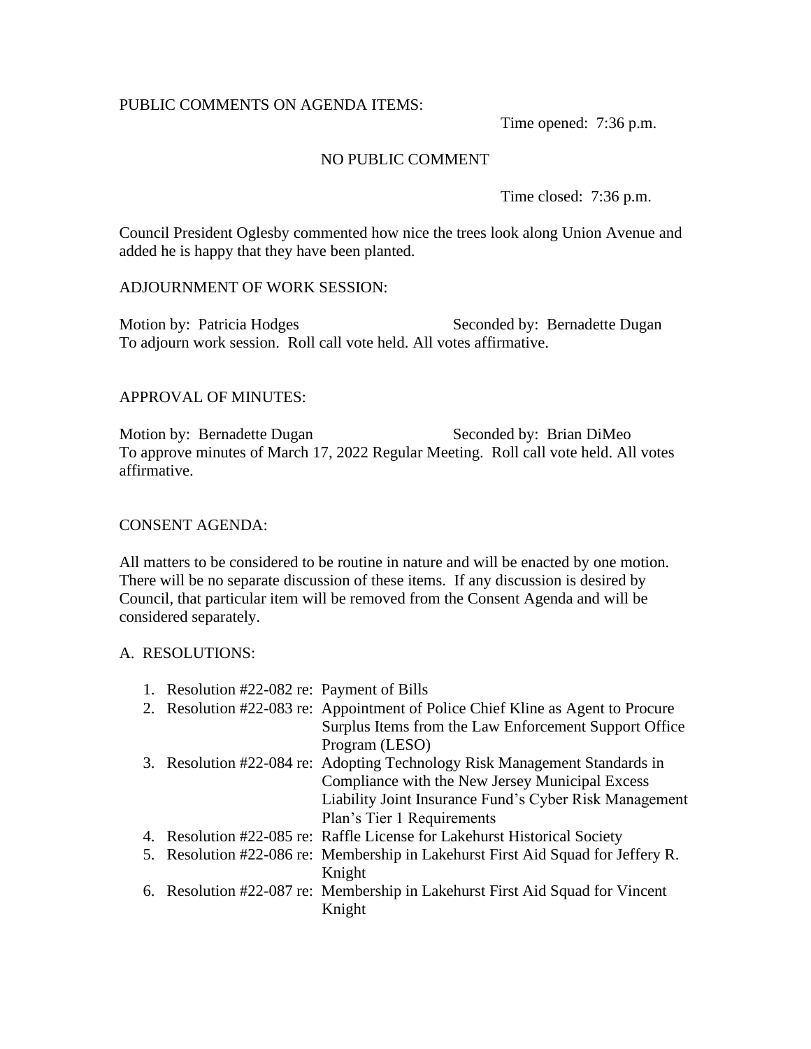PUBLIC COMMENTS ON AGENDA ITEMS:

Time opened: 7:36 p.m.

NO PUBLIC COMMENT

Time closed: 7:36 p.m.

Council President Oglesby commented how nice the trees look along Union Avenue and added he is happy that they have been planted.

ADJOURNMENT OF WORK SESSION:

Motion by: Patricia Hodges Seconded by: Bernadette Dugan
To adjourn work session. Roll call vote held. All votes affirmative.

APPROVAL OF MINUTES:

Motion by: Bernadette Dugan Seconded by: Brian DiMeo
To approve minutes of March 17, 2022 Regular Meeting. Roll call vote held. All votes affirmative.

CONSENT AGENDA:

All matters to be considered to be routine in nature and will be enacted by one motion. There will be no separate discussion of these items. If any discussion is desired by Council, that particular item will be removed from the Consent Agenda and will be considered separately.

A. RESOLUTIONS:

1. Resolution #22-082 re: Payment of Bills
2. Resolution #22-083 re: Appointment of Police Chief Kline as Agent to Procure Surplus Items from the Law Enforcement Support Office Program (LESO)
3. Resolution #22-084 re: Adopting Technology Risk Management Standards in Compliance with the New Jersey Municipal Excess Liability Joint Insurance Fund's Cyber Risk Management Plan's Tier 1 Requirements
4. Resolution #22-085 re: Raffle License for Lakehurst Historical Society
5. Resolution #22-086 re: Membership in Lakehurst First Aid Squad for Jeffery R. Knight
6. Resolution #22-087 re: Membership in Lakehurst First Aid Squad for Vincent Knight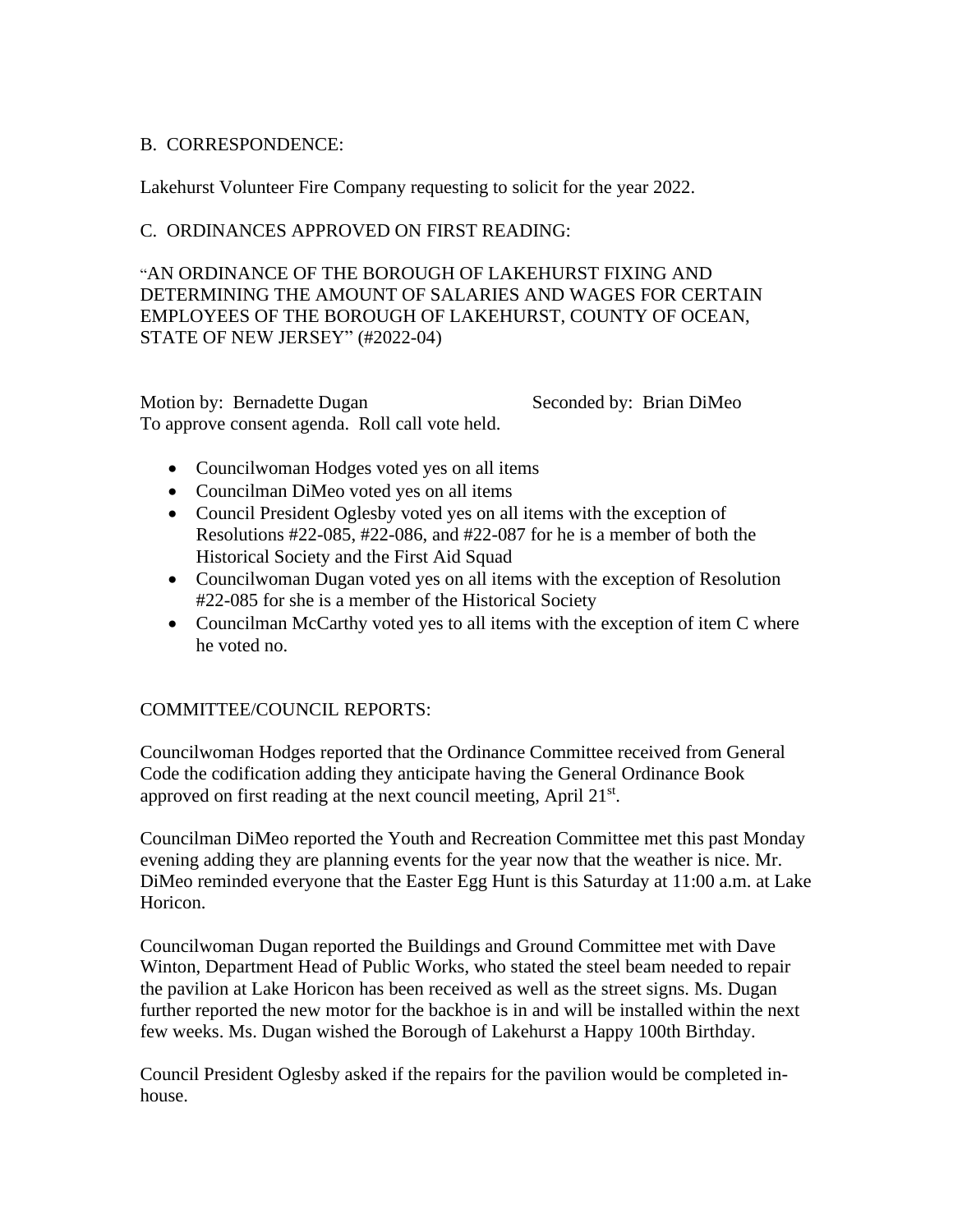B. CORRESPONDENCE:

Lakehurst Volunteer Fire Company requesting to solicit for the year 2022.

C. ORDINANCES APPROVED ON FIRST READING:

"AN ORDINANCE OF THE BOROUGH OF LAKEHURST FIXING AND DETERMINING THE AMOUNT OF SALARIES AND WAGES FOR CERTAIN EMPLOYEES OF THE BOROUGH OF LAKEHURST, COUNTY OF OCEAN, STATE OF NEW JERSEY" (#2022-04)

Motion by: Bernadette Dugan Seconded by: Brian DiMeo
To approve consent agenda. Roll call vote held.

- Councilwoman Hodges voted yes on all items
- Councilman DiMeo voted yes on all items
- Council President Oglesby voted yes on all items with the exception of Resolutions #22-085, #22-086, and #22-087 for he is a member of both the Historical Society and the First Aid Squad
- Councilwoman Dugan voted yes on all items with the exception of Resolution #22-085 for she is a member of the Historical Society
- Councilman McCarthy voted yes to all items with the exception of item C where he voted no.

COMMITTEE/COUNCIL REPORTS:

Councilwoman Hodges reported that the Ordinance Committee received from General Code the codification adding they anticipate having the General Ordinance Book approved on first reading at the next council meeting, April 21st.

Councilman DiMeo reported the Youth and Recreation Committee met this past Monday evening adding they are planning events for the year now that the weather is nice. Mr. DiMeo reminded everyone that the Easter Egg Hunt is this Saturday at 11:00 a.m. at Lake Horicon.

Councilwoman Dugan reported the Buildings and Ground Committee met with Dave Winton, Department Head of Public Works, who stated the steel beam needed to repair the pavilion at Lake Horicon has been received as well as the street signs. Ms. Dugan further reported the new motor for the backhoe is in and will be installed within the next few weeks. Ms. Dugan wished the Borough of Lakehurst a Happy 100th Birthday.

Council President Oglesby asked if the repairs for the pavilion would be completed in-house.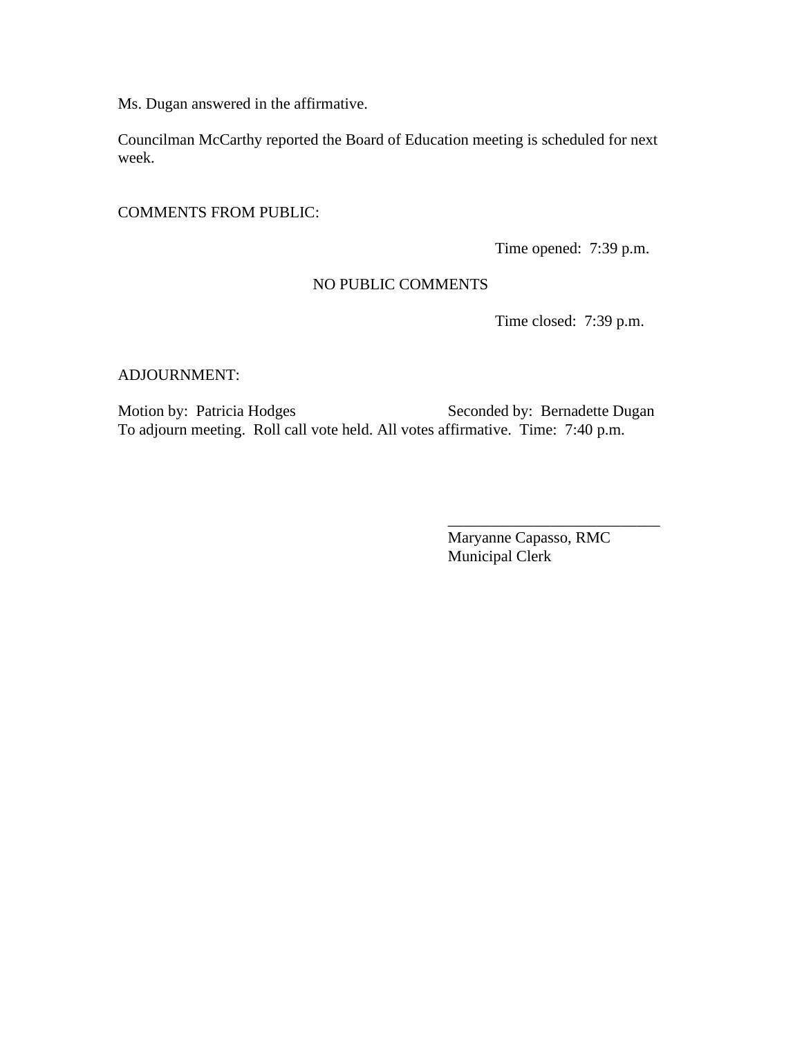Ms. Dugan answered in the affirmative.

Councilman McCarthy reported the Board of Education meeting is scheduled for next week.

COMMENTS FROM PUBLIC:

Time opened: 7:39 p.m.

NO PUBLIC COMMENTS

Time closed: 7:39 p.m.

ADJOURNMENT:

Motion by: Patricia Hodges Seconded by: Bernadette Dugan
To adjourn meeting. Roll call vote held. All votes affirmative. Time: 7:40 p.m.

___________________________
Maryanne Capasso, RMC
Municipal Clerk